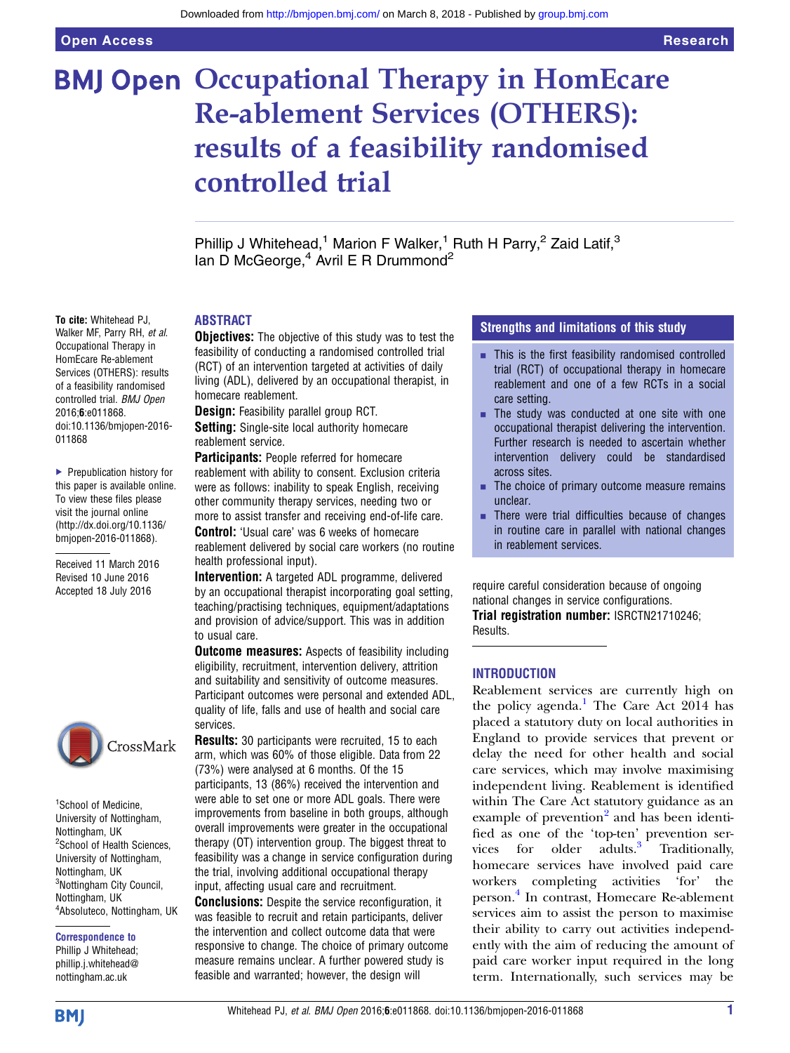# Occupational Therapy in HomEcare Re-ablement Services (OTHERS): results of a feasibility randomised controlled trial

Phillip J Whitehead,[1] Marion F Walker,[1] Ruth H Parry,[2] Zaid Latif,[3] Ian D McGeorge,[4] Avril E R Drummond[2]

**To cite:** Whitehead PJ, Walker MF, Parry RH, *et al.* Occupational Therapy in HomEcare Re-ablement Services (OTHERS): results of a feasibility randomised controlled trial. *BMJ Open* 2016;**6**:e011868. doi:10.1136/bmjopen-2016-011868

▶ Prepublication history for this paper is available online. To view these files please visit the journal online (http://dx.doi.org/10.1136/bmjopen-2016-011868).

Received 11 March 2016
Revised 10 June 2016
Accepted 18 July 2016

[1]School of Medicine, University of Nottingham, Nottingham, UK
[2]School of Health Sciences, University of Nottingham, Nottingham, UK
[3]Nottingham City Council, Nottingham, UK
[4]Absoluteco, Nottingham, UK

**Correspondence to**
Phillip J Whitehead;
phillip.j.whitehead@nottingham.ac.uk

## ABSTRACT

**Objectives:** The objective of this study was to test the feasibility of conducting a randomised controlled trial (RCT) of an intervention targeted at activities of daily living (ADL), delivered by an occupational therapist, in homecare reablement.

**Design:** Feasibility parallel group RCT.

**Setting:** Single-site local authority homecare reablement service.

**Participants:** People referred for homecare reablement with ability to consent. Exclusion criteria were as follows: inability to speak English, receiving other community therapy services, needing two or more to assist transfer and receiving end-of-life care.

**Control:** 'Usual care' was 6 weeks of homecare reablement delivered by social care workers (no routine health professional input).

**Intervention:** A targeted ADL programme, delivered by an occupational therapist incorporating goal setting, teaching/practising techniques, equipment/adaptations and provision of advice/support. This was in addition to usual care.

**Outcome measures:** Aspects of feasibility including eligibility, recruitment, intervention delivery, attrition and suitability and sensitivity of outcome measures. Participant outcomes were personal and extended ADL, quality of life, falls and use of health and social care services.

**Results:** 30 participants were recruited, 15 to each arm, which was 60% of those eligible. Data from 22 (73%) were analysed at 6 months. Of the 15 participants, 13 (86%) received the intervention and were able to set one or more ADL goals. There were improvements from baseline in both groups, although overall improvements were greater in the occupational therapy (OT) intervention group. The biggest threat to feasibility was a change in service configuration during the trial, involving additional occupational therapy input, affecting usual care and recruitment.

**Conclusions:** Despite the service reconfiguration, it was feasible to recruit and retain participants, deliver the intervention and collect outcome data that were responsive to change. The choice of primary outcome measure remains unclear. A further powered study is feasible and warranted; however, the design will require careful consideration because of ongoing national changes in service configurations.

**Trial registration number:** ISRCTN21710246; Results.

## Strengths and limitations of this study

- This is the first feasibility randomised controlled trial (RCT) of occupational therapy in homecare reablement and one of a few RCTs in a social care setting.
- The study was conducted at one site with one occupational therapist delivering the intervention. Further research is needed to ascertain whether intervention delivery could be standardised across sites.
- The choice of primary outcome measure remains unclear.
- There were trial difficulties because of changes in routine care in parallel with national changes in reablement services.

## INTRODUCTION

Reablement services are currently high on the policy agenda.[1] The Care Act 2014 has placed a statutory duty on local authorities in England to provide services that prevent or delay the need for other health and social care services, which may involve maximising independent living. Reablement is identified within The Care Act statutory guidance as an example of prevention[2] and has been identified as one of the 'top-ten' prevention services for older adults.[3] Traditionally, homecare services have involved paid care workers completing activities 'for' the person.[4] In contrast, Homecare Re-ablement services aim to assist the person to maximise their ability to carry out activities independently with the aim of reducing the amount of paid care worker input required in the long term. Internationally, such services may be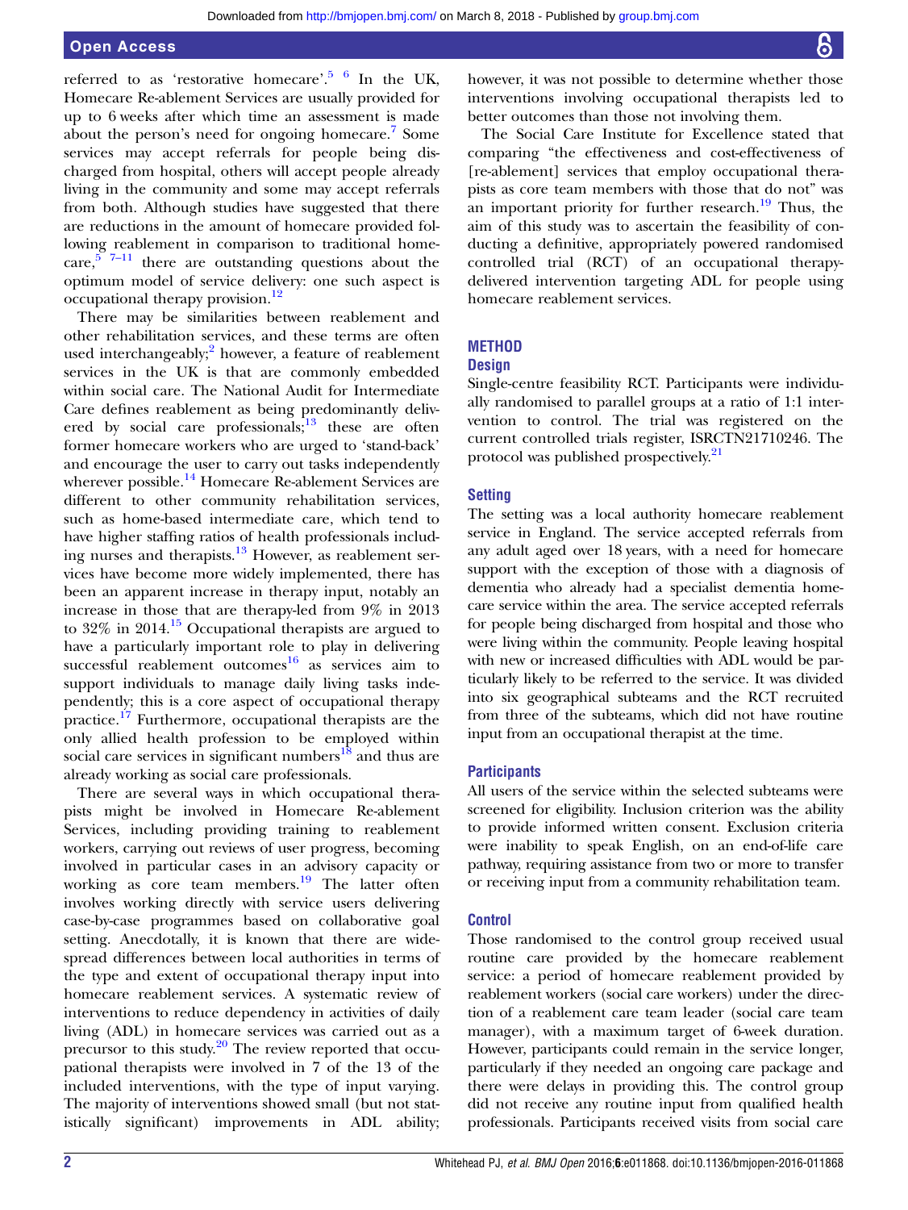referred to as 'restorative homecare'.[5,6] In the UK, Homecare Re-ablement Services are usually provided for up to 6 weeks after which time an assessment is made about the person's need for ongoing homecare.[7] Some services may accept referrals for people being discharged from hospital, others will accept people already living in the community and some may accept referrals from both. Although studies have suggested that there are reductions in the amount of homecare provided following reablement in comparison to traditional homecare,[5,7–11] there are outstanding questions about the optimum model of service delivery: one such aspect is occupational therapy provision.[12]

There may be similarities between reablement and other rehabilitation services, and these terms are often used interchangeably;[2] however, a feature of reablement services in the UK is that are commonly embedded within social care. The National Audit for Intermediate Care defines reablement as being predominantly delivered by social care professionals;[13] these are often former homecare workers who are urged to 'stand-back' and encourage the user to carry out tasks independently wherever possible.[14] Homecare Re-ablement Services are different to other community rehabilitation services, such as home-based intermediate care, which tend to have higher staffing ratios of health professionals including nurses and therapists.[13] However, as reablement services have become more widely implemented, there has been an apparent increase in therapy input, notably an increase in those that are therapy-led from 9% in 2013 to 32% in 2014.[15] Occupational therapists are argued to have a particularly important role to play in delivering successful reablement outcomes[16] as services aim to support individuals to manage daily living tasks independently; this is a core aspect of occupational therapy practice.[17] Furthermore, occupational therapists are the only allied health profession to be employed within social care services in significant numbers[18] and thus are already working as social care professionals.

There are several ways in which occupational therapists might be involved in Homecare Re-ablement Services, including providing training to reablement workers, carrying out reviews of user progress, becoming involved in particular cases in an advisory capacity or working as core team members.[19] The latter often involves working directly with service users delivering case-by-case programmes based on collaborative goal setting. Anecdotally, it is known that there are widespread differences between local authorities in terms of the type and extent of occupational therapy input into homecare reablement services. A systematic review of interventions to reduce dependency in activities of daily living (ADL) in homecare services was carried out as a precursor to this study.[20] The review reported that occupational therapists were involved in 7 of the 13 of the included interventions, with the type of input varying. The majority of interventions showed small (but not statistically significant) improvements in ADL ability; however, it was not possible to determine whether those interventions involving occupational therapists led to better outcomes than those not involving them.

The Social Care Institute for Excellence stated that comparing "the effectiveness and cost-effectiveness of [re-ablement] services that employ occupational therapists as core team members with those that do not" was an important priority for further research.[19] Thus, the aim of this study was to ascertain the feasibility of conducting a definitive, appropriately powered randomised controlled trial (RCT) of an occupational therapy-delivered intervention targeting ADL for people using homecare reablement services.

## METHOD

### Design

Single-centre feasibility RCT. Participants were individually randomised to parallel groups at a ratio of 1:1 intervention to control. The trial was registered on the current controlled trials register, ISRCTN21710246. The protocol was published prospectively.[21]

### Setting

The setting was a local authority homecare reablement service in England. The service accepted referrals from any adult aged over 18 years, with a need for homecare support with the exception of those with a diagnosis of dementia who already had a specialist dementia homecare service within the area. The service accepted referrals for people being discharged from hospital and those who were living within the community. People leaving hospital with new or increased difficulties with ADL would be particularly likely to be referred to the service. It was divided into six geographical subteams and the RCT recruited from three of the subteams, which did not have routine input from an occupational therapist at the time.

### Participants

All users of the service within the selected subteams were screened for eligibility. Inclusion criterion was the ability to provide informed written consent. Exclusion criteria were inability to speak English, on an end-of-life care pathway, requiring assistance from two or more to transfer or receiving input from a community rehabilitation team.

### Control

Those randomised to the control group received usual routine care provided by the homecare reablement service: a period of homecare reablement provided by reablement workers (social care workers) under the direction of a reablement care team leader (social care team manager), with a maximum target of 6-week duration. However, participants could remain in the service longer, particularly if they needed an ongoing care package and there were delays in providing this. The control group did not receive any routine input from qualified health professionals. Participants received visits from social care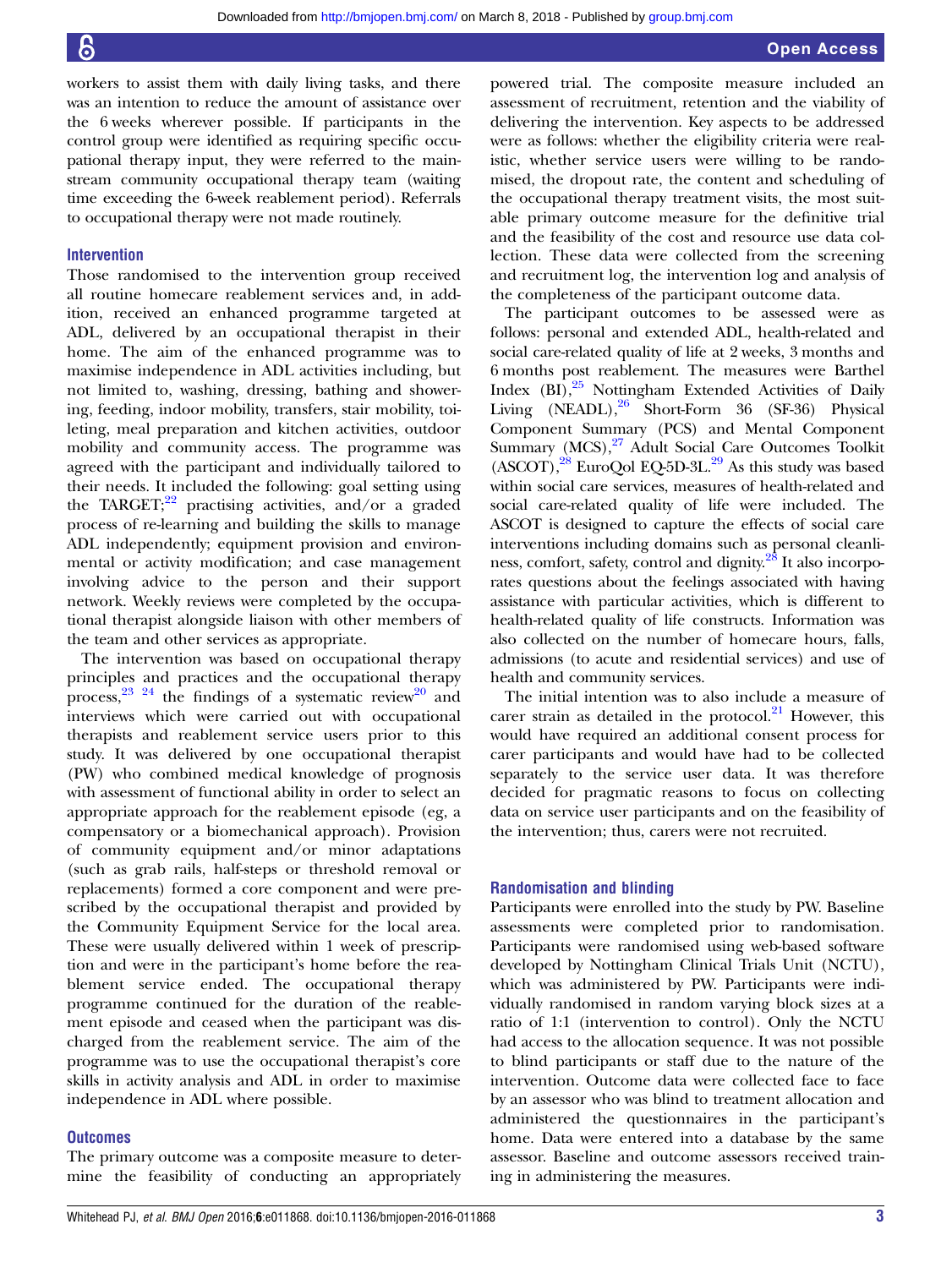workers to assist them with daily living tasks, and there was an intention to reduce the amount of assistance over the 6 weeks wherever possible. If participants in the control group were identified as requiring specific occupational therapy input, they were referred to the mainstream community occupational therapy team (waiting time exceeding the 6-week reablement period). Referrals to occupational therapy were not made routinely.

### Intervention

Those randomised to the intervention group received all routine homecare reablement services and, in addition, received an enhanced programme targeted at ADL, delivered by an occupational therapist in their home. The aim of the enhanced programme was to maximise independence in ADL activities including, but not limited to, washing, dressing, bathing and showering, feeding, indoor mobility, transfers, stair mobility, toileting, meal preparation and kitchen activities, outdoor mobility and community access. The programme was agreed with the participant and individually tailored to their needs. It included the following: goal setting using the TARGET;[22] practising activities, and/or a graded process of re-learning and building the skills to manage ADL independently; equipment provision and environmental or activity modification; and case management involving advice to the person and their support network. Weekly reviews were completed by the occupational therapist alongside liaison with other members of the team and other services as appropriate.

The intervention was based on occupational therapy principles and practices and the occupational therapy process,[23 24] the findings of a systematic review[20] and interviews which were carried out with occupational therapists and reablement service users prior to this study. It was delivered by one occupational therapist (PW) who combined medical knowledge of prognosis with assessment of functional ability in order to select an appropriate approach for the reablement episode (eg, a compensatory or a biomechanical approach). Provision of community equipment and/or minor adaptations (such as grab rails, half-steps or threshold removal or replacements) formed a core component and were prescribed by the occupational therapist and provided by the Community Equipment Service for the local area. These were usually delivered within 1 week of prescription and were in the participant's home before the reablement service ended. The occupational therapy programme continued for the duration of the reablement episode and ceased when the participant was discharged from the reablement service. The aim of the programme was to use the occupational therapist's core skills in activity analysis and ADL in order to maximise independence in ADL where possible.

### Outcomes

The primary outcome was a composite measure to determine the feasibility of conducting an appropriately powered trial. The composite measure included an assessment of recruitment, retention and the viability of delivering the intervention. Key aspects to be addressed were as follows: whether the eligibility criteria were realistic, whether service users were willing to be randomised, the dropout rate, the content and scheduling of the occupational therapy treatment visits, the most suitable primary outcome measure for the definitive trial and the feasibility of the cost and resource use data collection. These data were collected from the screening and recruitment log, the intervention log and analysis of the completeness of the participant outcome data.

The participant outcomes to be assessed were as follows: personal and extended ADL, health-related and social care-related quality of life at 2 weeks, 3 months and 6 months post reablement. The measures were Barthel Index (BI),[25] Nottingham Extended Activities of Daily Living (NEADL),[26] Short-Form 36 (SF-36) Physical Component Summary (PCS) and Mental Component Summary (MCS),[27] Adult Social Care Outcomes Toolkit (ASCOT),[28] EuroQol EQ-5D-3L.[29] As this study was based within social care services, measures of health-related and social care-related quality of life were included. The ASCOT is designed to capture the effects of social care interventions including domains such as personal cleanliness, comfort, safety, control and dignity.[28] It also incorporates questions about the feelings associated with having assistance with particular activities, which is different to health-related quality of life constructs. Information was also collected on the number of homecare hours, falls, admissions (to acute and residential services) and use of health and community services.

The initial intention was to also include a measure of carer strain as detailed in the protocol.[21] However, this would have required an additional consent process for carer participants and would have had to be collected separately to the service user data. It was therefore decided for pragmatic reasons to focus on collecting data on service user participants and on the feasibility of the intervention; thus, carers were not recruited.

### Randomisation and blinding

Participants were enrolled into the study by PW. Baseline assessments were completed prior to randomisation. Participants were randomised using web-based software developed by Nottingham Clinical Trials Unit (NCTU), which was administered by PW. Participants were individually randomised in random varying block sizes at a ratio of 1:1 (intervention to control). Only the NCTU had access to the allocation sequence. It was not possible to blind participants or staff due to the nature of the intervention. Outcome data were collected face to face by an assessor who was blind to treatment allocation and administered the questionnaires in the participant's home. Data were entered into a database by the same assessor. Baseline and outcome assessors received training in administering the measures.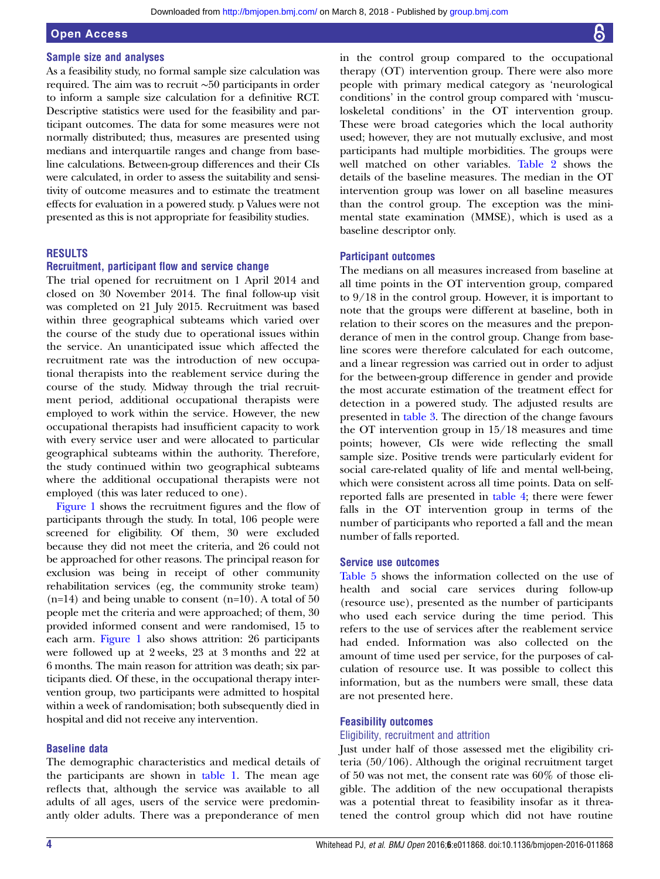### Sample size and analyses

As a feasibility study, no formal sample size calculation was required. The aim was to recruit ∼50 participants in order to inform a sample size calculation for a definitive RCT. Descriptive statistics were used for the feasibility and participant outcomes. The data for some measures were not normally distributed; thus, measures are presented using medians and interquartile ranges and change from baseline calculations. Between-group differences and their CIs were calculated, in order to assess the suitability and sensitivity of outcome measures and to estimate the treatment effects for evaluation in a powered study. p Values were not presented as this is not appropriate for feasibility studies.

## RESULTS

### Recruitment, participant flow and service change

The trial opened for recruitment on 1 April 2014 and closed on 30 November 2014. The final follow-up visit was completed on 21 July 2015. Recruitment was based within three geographical subteams which varied over the course of the study due to operational issues within the service. An unanticipated issue which affected the recruitment rate was the introduction of new occupational therapists into the reablement service during the course of the study. Midway through the trial recruitment period, additional occupational therapists were employed to work within the service. However, the new occupational therapists had insufficient capacity to work with every service user and were allocated to particular geographical subteams within the authority. Therefore, the study continued within two geographical subteams where the additional occupational therapists were not employed (this was later reduced to one).

Figure 1 shows the recruitment figures and the flow of participants through the study. In total, 106 people were screened for eligibility. Of them, 30 were excluded because they did not meet the criteria, and 26 could not be approached for other reasons. The principal reason for exclusion was being in receipt of other community rehabilitation services (eg, the community stroke team) (n=14) and being unable to consent (n=10). A total of 50 people met the criteria and were approached; of them, 30 provided informed consent and were randomised, 15 to each arm. Figure 1 also shows attrition: 26 participants were followed up at 2 weeks, 23 at 3 months and 22 at 6 months. The main reason for attrition was death; six participants died. Of these, in the occupational therapy intervention group, two participants were admitted to hospital within a week of randomisation; both subsequently died in hospital and did not receive any intervention.

### Baseline data

The demographic characteristics and medical details of the participants are shown in table 1. The mean age reflects that, although the service was available to all adults of all ages, users of the service were predominantly older adults. There was a preponderance of men in the control group compared to the occupational therapy (OT) intervention group. There were also more people with primary medical category as 'neurological conditions' in the control group compared with 'musculoskeletal conditions' in the OT intervention group. These were broad categories which the local authority used; however, they are not mutually exclusive, and most participants had multiple morbidities. The groups were well matched on other variables. Table 2 shows the details of the baseline measures. The median in the OT intervention group was lower on all baseline measures than the control group. The exception was the mini-mental state examination (MMSE), which is used as a baseline descriptor only.

### Participant outcomes

The medians on all measures increased from baseline at all time points in the OT intervention group, compared to 9/18 in the control group. However, it is important to note that the groups were different at baseline, both in relation to their scores on the measures and the preponderance of men in the control group. Change from baseline scores were therefore calculated for each outcome, and a linear regression was carried out in order to adjust for the between-group difference in gender and provide the most accurate estimation of the treatment effect for detection in a powered study. The adjusted results are presented in table 3. The direction of the change favours the OT intervention group in 15/18 measures and time points; however, CIs were wide reflecting the small sample size. Positive trends were particularly evident for social care-related quality of life and mental well-being, which were consistent across all time points. Data on self-reported falls are presented in table 4; there were fewer falls in the OT intervention group in terms of the number of participants who reported a fall and the mean number of falls reported.

### Service use outcomes

Table 5 shows the information collected on the use of health and social care services during follow-up (resource use), presented as the number of participants who used each service during the time period. This refers to the use of services after the reablement service had ended. Information was also collected on the amount of time used per service, for the purposes of calculation of resource use. It was possible to collect this information, but as the numbers were small, these data are not presented here.

### Feasibility outcomes

#### Eligibility, recruitment and attrition

Just under half of those assessed met the eligibility criteria (50/106). Although the original recruitment target of 50 was not met, the consent rate was 60% of those eligible. The addition of the new occupational therapists was a potential threat to feasibility insofar as it threatened the control group which did not have routine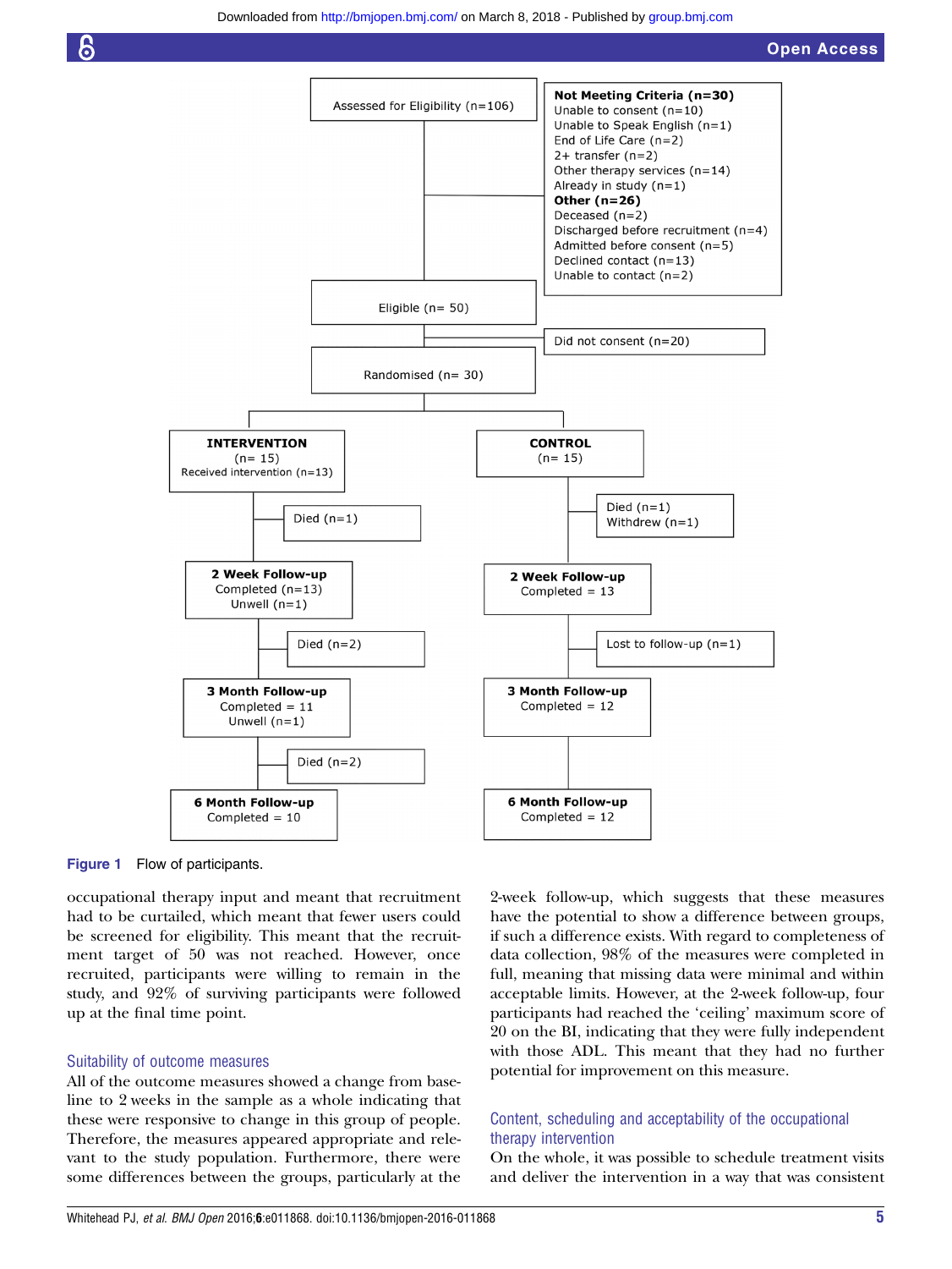Assessed for Eligibility (n=106)

**Not Meeting Criteria (n=30)**
Unable to consent (n=10)
Unable to Speak English (n=1)
End of Life Care (n=2)
2+ transfer (n=2)
Other therapy services (n=14)
Already in study (n=1)
**Other (n=26)**
Deceased (n=2)
Discharged before recruitment (n=4)
Admitted before consent (n=5)
Declined contact (n=13)
Unable to contact (n=2)

Eligible (n= 50)

Did not consent (n=20)

Randomised (n= 30)

**INTERVENTION**
(n= 15)
Received intervention (n=13)

**CONTROL**
(n= 15)

Died (n=1)

Died (n=1)
Withdrew (n=1)

**2 Week Follow-up**
Completed (n=13)
Unwell (n=1)

**2 Week Follow-up**
Completed = 13

Died (n=2)

Lost to follow-up (n=1)

**3 Month Follow-up**
Completed = 11
Unwell (n=1)

**3 Month Follow-up**
Completed = 12

Died (n=2)

**6 Month Follow-up**
Completed = 10

**6 Month Follow-up**
Completed = 12

**Figure 1** Flow of participants.

occupational therapy input and meant that recruitment had to be curtailed, which meant that fewer users could be screened for eligibility. This meant that the recruitment target of 50 was not reached. However, once recruited, participants were willing to remain in the study, and 92% of surviving participants were followed up at the final time point.

### Suitability of outcome measures

All of the outcome measures showed a change from baseline to 2 weeks in the sample as a whole indicating that these were responsive to change in this group of people. Therefore, the measures appeared appropriate and relevant to the study population. Furthermore, there were some differences between the groups, particularly at the 2-week follow-up, which suggests that these measures have the potential to show a difference between groups, if such a difference exists. With regard to completeness of data collection, 98% of the measures were completed in full, meaning that missing data were minimal and within acceptable limits. However, at the 2-week follow-up, four participants had reached the 'ceiling' maximum score of 20 on the BI, indicating that they were fully independent with those ADL. This meant that they had no further potential for improvement on this measure.

### Content, scheduling and acceptability of the occupational therapy intervention

On the whole, it was possible to schedule treatment visits and deliver the intervention in a way that was consistent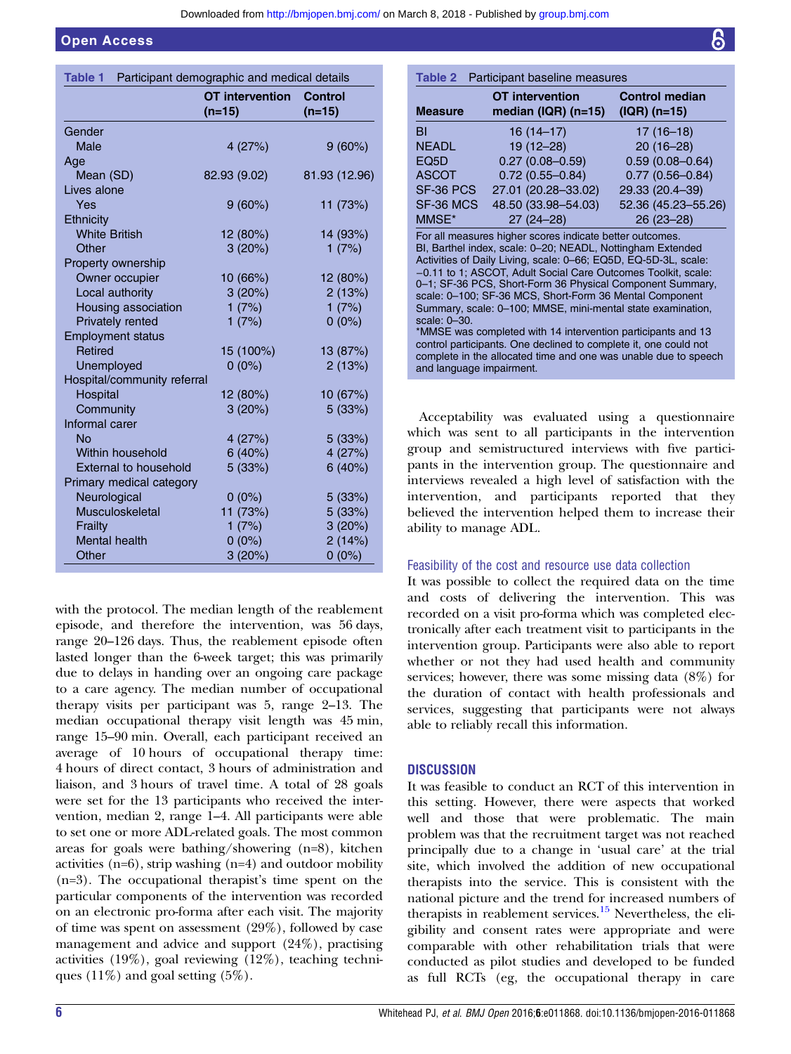**Table 1** Participant demographic and medical details

| | OT intervention (n=15) | Control (n=15) |
|---|---|---|
| Gender | | |
| Male | 4 (27%) | 9 (60%) |
| Age | | |
| Mean (SD) | 82.93 (9.02) | 81.93 (12.96) |
| Lives alone | | |
| Yes | 9 (60%) | 11 (73%) |
| Ethnicity | | |
| White British | 12 (80%) | 14 (93%) |
| Other | 3 (20%) | 1 (7%) |
| Property ownership | | |
| Owner occupier | 10 (66%) | 12 (80%) |
| Local authority | 3 (20%) | 2 (13%) |
| Housing association | 1 (7%) | 1 (7%) |
| Privately rented | 1 (7%) | 0 (0%) |
| Employment status | | |
| Retired | 15 (100%) | 13 (87%) |
| Unemployed | 0 (0%) | 2 (13%) |
| Hospital/community referral | | |
| Hospital | 12 (80%) | 10 (67%) |
| Community | 3 (20%) | 5 (33%) |
| Informal carer | | |
| No | 4 (27%) | 5 (33%) |
| Within household | 6 (40%) | 4 (27%) |
| External to household | 5 (33%) | 6 (40%) |
| Primary medical category | | |
| Neurological | 0 (0%) | 5 (33%) |
| Musculoskeletal | 11 (73%) | 5 (33%) |
| Frailty | 1 (7%) | 3 (20%) |
| Mental health | 0 (0%) | 2 (14%) |
| Other | 3 (20%) | 0 (0%) |

with the protocol. The median length of the reablement episode, and therefore the intervention, was 56 days, range 20–126 days. Thus, the reablement episode often lasted longer than the 6-week target; this was primarily due to delays in handing over an ongoing care package to a care agency. The median number of occupational therapy visits per participant was 5, range 2–13. The median occupational therapy visit length was 45 min, range 15–90 min. Overall, each participant received an average of 10 hours of occupational therapy time: 4 hours of direct contact, 3 hours of administration and liaison, and 3 hours of travel time. A total of 28 goals were set for the 13 participants who received the intervention, median 2, range 1–4. All participants were able to set one or more ADL-related goals. The most common areas for goals were bathing/showering (n=8), kitchen activities (n=6), strip washing (n=4) and outdoor mobility (n=3). The occupational therapist's time spent on the particular components of the intervention was recorded on an electronic pro-forma after each visit. The majority of time was spent on assessment (29%), followed by case management and advice and support (24%), practising activities (19%), goal reviewing (12%), teaching techniques (11%) and goal setting (5%).

**Table 2** Participant baseline measures

| Measure | OT intervention median (IQR) (n=15) | Control median (IQR) (n=15) |
|---|---|---|
| BI | 16 (14–17) | 17 (16–18) |
| NEADL | 19 (12–28) | 20 (16–28) |
| EQ5D | 0.27 (0.08–0.59) | 0.59 (0.08–0.64) |
| ASCOT | 0.72 (0.55–0.84) | 0.77 (0.56–0.84) |
| SF-36 PCS | 27.01 (20.28–33.02) | 29.33 (20.4–39) |
| SF-36 MCS | 48.50 (33.98–54.03) | 52.36 (45.23–55.26) |
| MMSE* | 27 (24–28) | 26 (23–28) |

For all measures higher scores indicate better outcomes.
BI, Barthel index, scale: 0–20; NEADL, Nottingham Extended Activities of Daily Living, scale: 0–66; EQ5D, EQ-5D-3L, scale: −0.11 to 1; ASCOT, Adult Social Care Outcomes Toolkit, scale: 0–1; SF-36 PCS, Short-Form 36 Physical Component Summary, scale: 0–100; SF-36 MCS, Short-Form 36 Mental Component Summary, scale: 0–100; MMSE, mini-mental state examination, scale: 0–30.
*MMSE was completed with 14 intervention participants and 13 control participants. One declined to complete it, one could not complete in the allocated time and one was unable due to speech and language impairment.

Acceptability was evaluated using a questionnaire which was sent to all participants in the intervention group and semistructured interviews with five participants in the intervention group. The questionnaire and interviews revealed a high level of satisfaction with the intervention, and participants reported that they believed the intervention helped them to increase their ability to manage ADL.

### Feasibility of the cost and resource use data collection

It was possible to collect the required data on the time and costs of delivering the intervention. This was recorded on a visit pro-forma which was completed electronically after each treatment visit to participants in the intervention group. Participants were also able to report whether or not they had used health and community services; however, there was some missing data (8%) for the duration of contact with health professionals and services, suggesting that participants were not always able to reliably recall this information.

## DISCUSSION

It was feasible to conduct an RCT of this intervention in this setting. However, there were aspects that worked well and those that were problematic. The main problem was that the recruitment target was not reached principally due to a change in 'usual care' at the trial site, which involved the addition of new occupational therapists into the service. This is consistent with the national picture and the trend for increased numbers of therapists in reablement services.[15] Nevertheless, the eligibility and consent rates were appropriate and were comparable with other rehabilitation trials that were conducted as pilot studies and developed to be funded as full RCTs (eg, the occupational therapy in care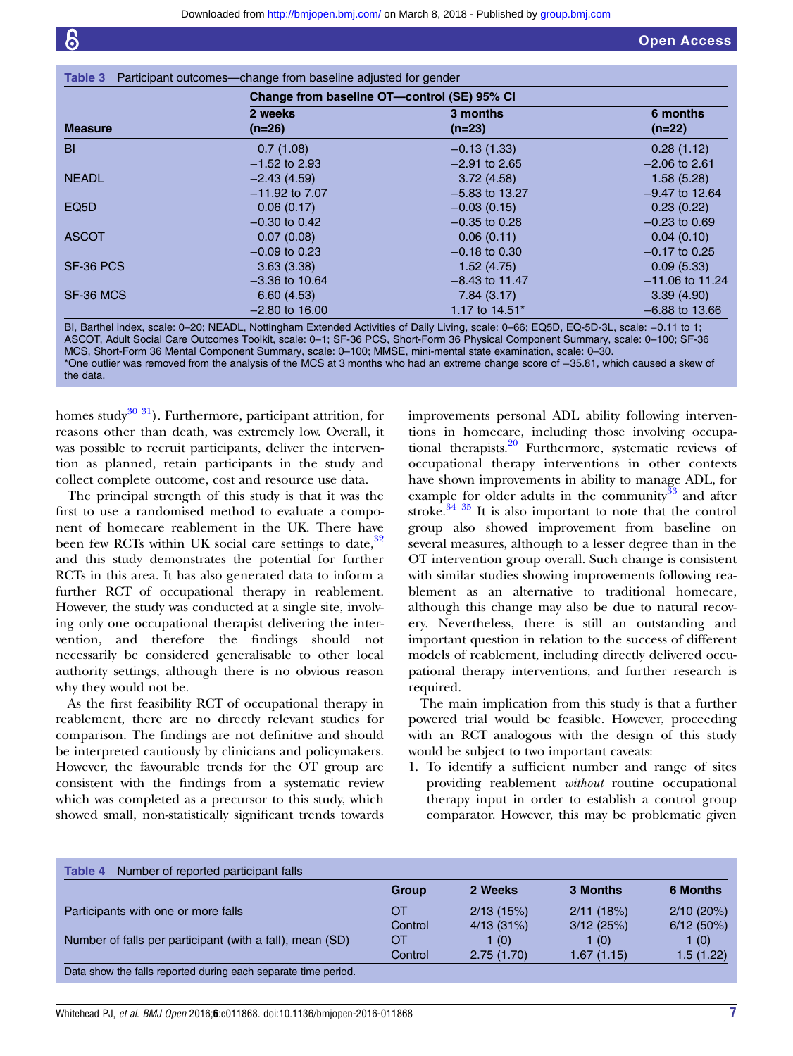Table 3 Participant outcomes—change from baseline adjusted for gender

| Measure | Change from baseline OT—control (SE) 95% CI 2 weeks (n=26) | 3 months (n=23) | 6 months (n=22) |
|---|---|---|---|
| BI | 0.7 (1.08) | −0.13 (1.33) | 0.28 (1.12) |
| | −1.52 to 2.93 | −2.91 to 2.65 | −2.06 to 2.61 |
| NEADL | −2.43 (4.59) | 3.72 (4.58) | 1.58 (5.28) |
| | −11.92 to 7.07 | −5.83 to 13.27 | −9.47 to 12.64 |
| EQ5D | 0.06 (0.17) | −0.03 (0.15) | 0.23 (0.22) |
| | −0.30 to 0.42 | −0.35 to 0.28 | −0.23 to 0.69 |
| ASCOT | 0.07 (0.08) | 0.06 (0.11) | 0.04 (0.10) |
| | −0.09 to 0.23 | −0.18 to 0.30 | −0.17 to 0.25 |
| SF-36 PCS | 3.63 (3.38) | 1.52 (4.75) | 0.09 (5.33) |
| | −3.36 to 10.64 | −8.43 to 11.47 | −11.06 to 11.24 |
| SF-36 MCS | 6.60 (4.53) | 7.84 (3.17) | 3.39 (4.90) |
| | −2.80 to 16.00 | 1.17 to 14.51* | −6.88 to 13.66 |

BI, Barthel index, scale: 0–20; NEADL, Nottingham Extended Activities of Daily Living, scale: 0–66; EQ5D, EQ-5D-3L, scale: −0.11 to 1; ASCOT, Adult Social Care Outcomes Toolkit, scale: 0–1; SF-36 PCS, Short-Form 36 Physical Component Summary, scale: 0–100; SF-36 MCS, Short-Form 36 Mental Component Summary, scale: 0–100; MMSE, mini-mental state examination, scale: 0–30.
*One outlier was removed from the analysis of the MCS at 3 months who had an extreme change score of −35.81, which caused a skew of the data.

homes study[30 31]). Furthermore, participant attrition, for reasons other than death, was extremely low. Overall, it was possible to recruit participants, deliver the intervention as planned, retain participants in the study and collect complete outcome, cost and resource use data.

The principal strength of this study is that it was the first to use a randomised method to evaluate a component of homecare reablement in the UK. There have been few RCTs within UK social care settings to date,[32] and this study demonstrates the potential for further RCTs in this area. It has also generated data to inform a further RCT of occupational therapy in reablement. However, the study was conducted at a single site, involving only one occupational therapist delivering the intervention, and therefore the findings should not necessarily be considered generalisable to other local authority settings, although there is no obvious reason why they would not be.

As the first feasibility RCT of occupational therapy in reablement, there are no directly relevant studies for comparison. The findings are not definitive and should be interpreted cautiously by clinicians and policymakers. However, the favourable trends for the OT group are consistent with the findings from a systematic review which was completed as a precursor to this study, which showed small, non-statistically significant trends towards improvements personal ADL ability following interventions in homecare, including those involving occupational therapists.[20] Furthermore, systematic reviews of occupational therapy interventions in other contexts have shown improvements in ability to manage ADL, for example for older adults in the community[33] and after stroke.[34 35] It is also important to note that the control group also showed improvement from baseline on several measures, although to a lesser degree than in the OT intervention group overall. Such change is consistent with similar studies showing improvements following reablement as an alternative to traditional homecare, although this change may also be due to natural recovery. Nevertheless, there is still an outstanding and important question in relation to the success of different models of reablement, including directly delivered occupational therapy interventions, and further research is required.

The main implication from this study is that a further powered trial would be feasible. However, proceeding with an RCT analogous with the design of this study would be subject to two important caveats:

1. To identify a sufficient number and range of sites providing reablement *without* routine occupational therapy input in order to establish a control group comparator. However, this may be problematic given

Table 4 Number of reported participant falls

| | Group | 2 Weeks | 3 Months | 6 Months |
|---|---|---|---|---|
| Participants with one or more falls | OT | 2/13 (15%) | 2/11 (18%) | 2/10 (20%) |
| | Control | 4/13 (31%) | 3/12 (25%) | 6/12 (50%) |
| Number of falls per participant (with a fall), mean (SD) | OT | 1 (0) | 1 (0) | 1 (0) |
| | Control | 2.75 (1.70) | 1.67 (1.15) | 1.5 (1.22) |

Data show the falls reported during each separate time period.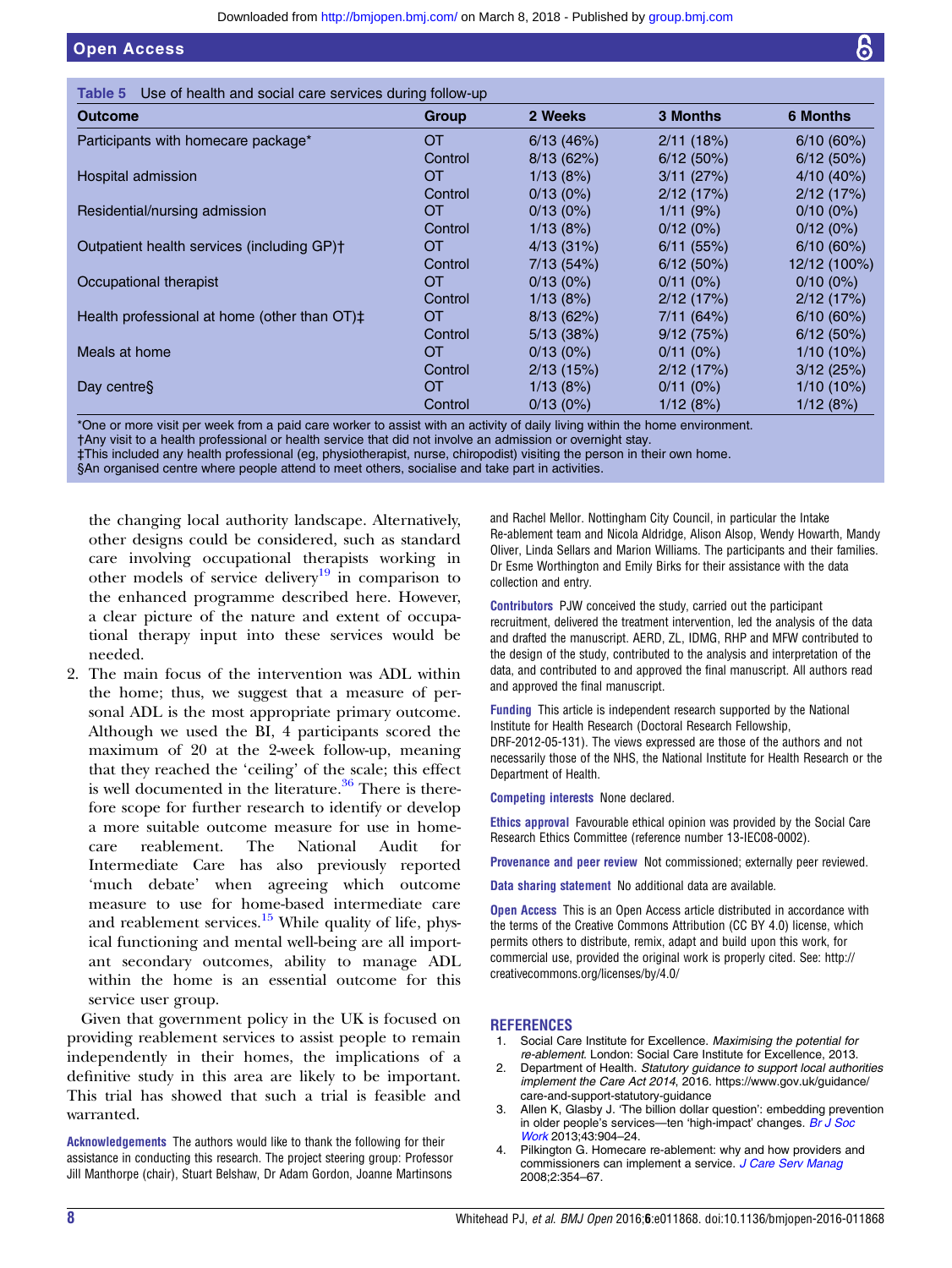**Table 5** Use of health and social care services during follow-up

| Outcome | Group | 2 Weeks | 3 Months | 6 Months |
|---|---|---|---|---|
| Participants with homecare package* | OT | 6/13 (46%) | 2/11 (18%) | 6/10 (60%) |
| | Control | 8/13 (62%) | 6/12 (50%) | 6/12 (50%) |
| Hospital admission | OT | 1/13 (8%) | 3/11 (27%) | 4/10 (40%) |
| | Control | 0/13 (0%) | 2/12 (17%) | 2/12 (17%) |
| Residential/nursing admission | OT | 0/13 (0%) | 1/11 (9%) | 0/10 (0%) |
| | Control | 1/13 (8%) | 0/12 (0%) | 0/12 (0%) |
| Outpatient health services (including GP)† | OT | 4/13 (31%) | 6/11 (55%) | 6/10 (60%) |
| | Control | 7/13 (54%) | 6/12 (50%) | 12/12 (100%) |
| Occupational therapist | OT | 0/13 (0%) | 0/11 (0%) | 0/10 (0%) |
| | Control | 1/13 (8%) | 2/12 (17%) | 2/12 (17%) |
| Health professional at home (other than OT)‡ | OT | 8/13 (62%) | 7/11 (64%) | 6/10 (60%) |
| | Control | 5/13 (38%) | 9/12 (75%) | 6/12 (50%) |
| Meals at home | OT | 0/13 (0%) | 0/11 (0%) | 1/10 (10%) |
| | Control | 2/13 (15%) | 2/12 (17%) | 3/12 (25%) |
| Day centre§ | OT | 1/13 (8%) | 0/11 (0%) | 1/10 (10%) |
| | Control | 0/13 (0%) | 1/12 (8%) | 1/12 (8%) |

*One or more visit per week from a paid care worker to assist with an activity of daily living within the home environment.
†Any visit to a health professional or health service that did not involve an admission or overnight stay.
‡This included any health professional (eg, physiotherapist, nurse, chiropodist) visiting the person in their own home.
§An organised centre where people attend to meet others, socialise and take part in activities.

the changing local authority landscape. Alternatively, other designs could be considered, such as standard care involving occupational therapists working in other models of service delivery[19] in comparison to the enhanced programme described here. However, a clear picture of the nature and extent of occupational therapy input into these services would be needed.

2. The main focus of the intervention was ADL within the home; thus, we suggest that a measure of personal ADL is the most appropriate primary outcome. Although we used the BI, 4 participants scored the maximum of 20 at the 2-week follow-up, meaning that they reached the 'ceiling' of the scale; this effect is well documented in the literature.[36] There is therefore scope for further research to identify or develop a more suitable outcome measure for use in homecare reablement. The National Audit for Intermediate Care has also previously reported 'much debate' when agreeing which outcome measure to use for home-based intermediate care and reablement services.[15] While quality of life, physical functioning and mental well-being are all important secondary outcomes, ability to manage ADL within the home is an essential outcome for this service user group.

Given that government policy in the UK is focused on providing reablement services to assist people to remain independently in their homes, the implications of a definitive study in this area are likely to be important. This trial has showed that such a trial is feasible and warranted.

**Acknowledgements** The authors would like to thank the following for their assistance in conducting this research. The project steering group: Professor Jill Manthorpe (chair), Stuart Belshaw, Dr Adam Gordon, Joanne Martinsons and Rachel Mellor. Nottingham City Council, in particular the Intake Re-ablement team and Nicola Aldridge, Alison Alsop, Wendy Howarth, Mandy Oliver, Linda Sellars and Marion Williams. The participants and their families. Dr Esme Worthington and Emily Birks for their assistance with the data collection and entry.

**Contributors** PJW conceived the study, carried out the participant recruitment, delivered the treatment intervention, led the analysis of the data and drafted the manuscript. AERD, ZL, IDMG, RHP and MFW contributed to the design of the study, contributed to the analysis and interpretation of the data, and contributed to and approved the final manuscript. All authors read and approved the final manuscript.

**Funding** This article is independent research supported by the National Institute for Health Research (Doctoral Research Fellowship, DRF-2012-05-131). The views expressed are those of the authors and not necessarily those of the NHS, the National Institute for Health Research or the Department of Health.

**Competing interests** None declared.

**Ethics approval** Favourable ethical opinion was provided by the Social Care Research Ethics Committee (reference number 13-IEC08-0002).

**Provenance and peer review** Not commissioned; externally peer reviewed.

**Data sharing statement** No additional data are available.

**Open Access** This is an Open Access article distributed in accordance with the terms of the Creative Commons Attribution (CC BY 4.0) license, which permits others to distribute, remix, adapt and build upon this work, for commercial use, provided the original work is properly cited. See: http://creativecommons.org/licenses/by/4.0/

## REFERENCES

1. Social Care Institute for Excellence. *Maximising the potential for re-ablement*. London: Social Care Institute for Excellence, 2013.
2. Department of Health. *Statutory guidance to support local authorities implement the Care Act 2014*, 2016. https://www.gov.uk/guidance/care-and-support-statutory-guidance
3. Allen K, Glasby J. 'The billion dollar question': embedding prevention in older people's services—ten 'high-impact' changes. *Br J Soc Work* 2013;43:904–24.
4. Pilkington G. Homecare re-ablement: why and how providers and commissioners can implement a service. *J Care Serv Manag* 2008;2:354–67.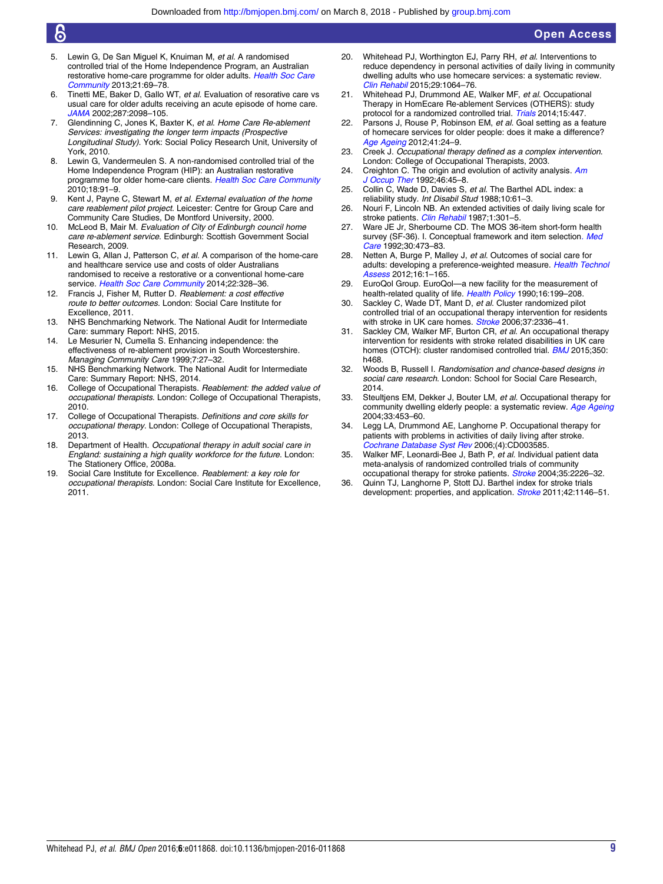5. Lewin G, De San Miguel K, Knuiman M, *et al*. A randomised controlled trial of the Home Independence Program, an Australian restorative home-care programme for older adults. *Health Soc Care Community* 2013;21:69–78.
6. Tinetti ME, Baker D, Gallo WT, *et al*. Evaluation of resorative care vs usual care for older adults receiving an acute episode of home care. *JAMA* 2002;287:2098–105.
7. Glendinning C, Jones K, Baxter K, *et al*. *Home Care Re-ablement Services: investigating the longer term impacts (Prospective Longitudinal Study)*. York: Social Policy Research Unit, University of York, 2010.
8. Lewin G, Vandermeulen S. A non-randomised controlled trial of the Home Independence Program (HIP): an Australian restorative programme for older home-care clients. *Health Soc Care Community* 2010;18:91–9.
9. Kent J, Payne C, Stewart M, *et al*. *External evaluation of the home care reablement pilot project*. Leicester: Centre for Group Care and Community Care Studies, De Montford University, 2000.
10. McLeod B, Mair M. *Evaluation of City of Edinburgh council home care re-ablement service*. Edinburgh: Scottish Government Social Research, 2009.
11. Lewin G, Allan J, Patterson C, *et al*. A comparison of the home-care and healthcare service use and costs of older Australians randomised to receive a restorative or a conventional home-care service. *Health Soc Care Community* 2014;22:328–36.
12. Francis J, Fisher M, Rutter D. *Reablement: a cost effective route to better outcomes*. London: Social Care Institute for Excellence, 2011.
13. NHS Benchmarking Network. The National Audit for Intermediate Care: summary Report: NHS, 2015.
14. Le Mesurier N, Cumella S. Enhancing independence: the effectiveness of re-ablement provision in South Worcestershire. *Managing Community Care* 1999;7:27–32.
15. NHS Benchmarking Network. The National Audit for Intermediate Care: Summary Report: NHS, 2014.
16. College of Occupational Therapists. *Reablement: the added value of occupational therapists*. London: College of Occupational Therapists, 2010.
17. College of Occupational Therapists. *Definitions and core skills for occupational therapy*. London: College of Occupational Therapists, 2013.
18. Department of Health. *Occupational therapy in adult social care in England: sustaining a high quality workforce for the future*. London: The Stationery Office, 2008a.
19. Social Care Institute for Excellence. *Reablement: a key role for occupational therapists*. London: Social Care Institute for Excellence, 2011.
20. Whitehead PJ, Worthington EJ, Parry RH, *et al*. Interventions to reduce dependency in personal activities of daily living in community dwelling adults who use homecare services: a systematic review. *Clin Rehabil* 2015;29:1064–76.
21. Whitehead PJ, Drummond AE, Walker MF, *et al*. Occupational Therapy in HomEcare Re-ablement Services (OTHERS): study protocol for a randomized controlled trial. *Trials* 2014;15:447.
22. Parsons J, Rouse P, Robinson EM, *et al*. Goal setting as a feature of homecare services for older people: does it make a difference? *Age Ageing* 2012;41:24–9.
23. Creek J. *Occupational therapy defined as a complex intervention*. London: College of Occupational Therapists, 2003.
24. Creighton C. The origin and evolution of activity analysis. *Am J Occup Ther* 1992;46:45–8.
25. Collin C, Wade D, Davies S, *et al*. The Barthel ADL index: a reliability study. *Int Disabil Stud* 1988;10:61–3.
26. Nouri F, Lincoln NB. An extended activities of daily living scale for stroke patients. *Clin Rehabil* 1987;1:301–5.
27. Ware JE Jr, Sherbourne CD. The MOS 36-item short-form health survey (SF-36). I. Conceptual framework and item selection. *Med Care* 1992;30:473–83.
28. Netten A, Burge P, Malley J, *et al*. Outcomes of social care for adults: developing a preference-weighted measure. *Health Technol Assess* 2012;16:1–165.
29. EuroQol Group. EuroQol—a new facility for the measurement of health-related quality of life. *Health Policy* 1990;16:199–208.
30. Sackley C, Wade DT, Mant D, *et al*. Cluster randomized pilot controlled trial of an occupational therapy intervention for residents with stroke in UK care homes. *Stroke* 2006;37:2336–41.
31. Sackley CM, Walker MF, Burton CR, *et al*. An occupational therapy intervention for residents with stroke related disabilities in UK care homes (OTCH): cluster randomised controlled trial. *BMJ* 2015;350:h468.
32. Woods B, Russell I. *Randomisation and chance-based designs in social care research*. London: School for Social Care Research, 2014.
33. Steultjens EM, Dekker J, Bouter LM, *et al*. Occupational therapy for community dwelling elderly people: a systematic review. *Age Ageing* 2004;33:453–60.
34. Legg LA, Drummond AE, Langhorne P. Occupational therapy for patients with problems in activities of daily living after stroke. *Cochrane Database Syst Rev* 2006;(4):CD003585.
35. Walker MF, Leonardi-Bee J, Bath P, *et al*. Individual patient data meta-analysis of randomized controlled trials of community occupational therapy for stroke patients. *Stroke* 2004;35:2226–32.
36. Quinn TJ, Langhorne P, Stott DJ. Barthel index for stroke trials development: properties, and application. *Stroke* 2011;42:1146–51.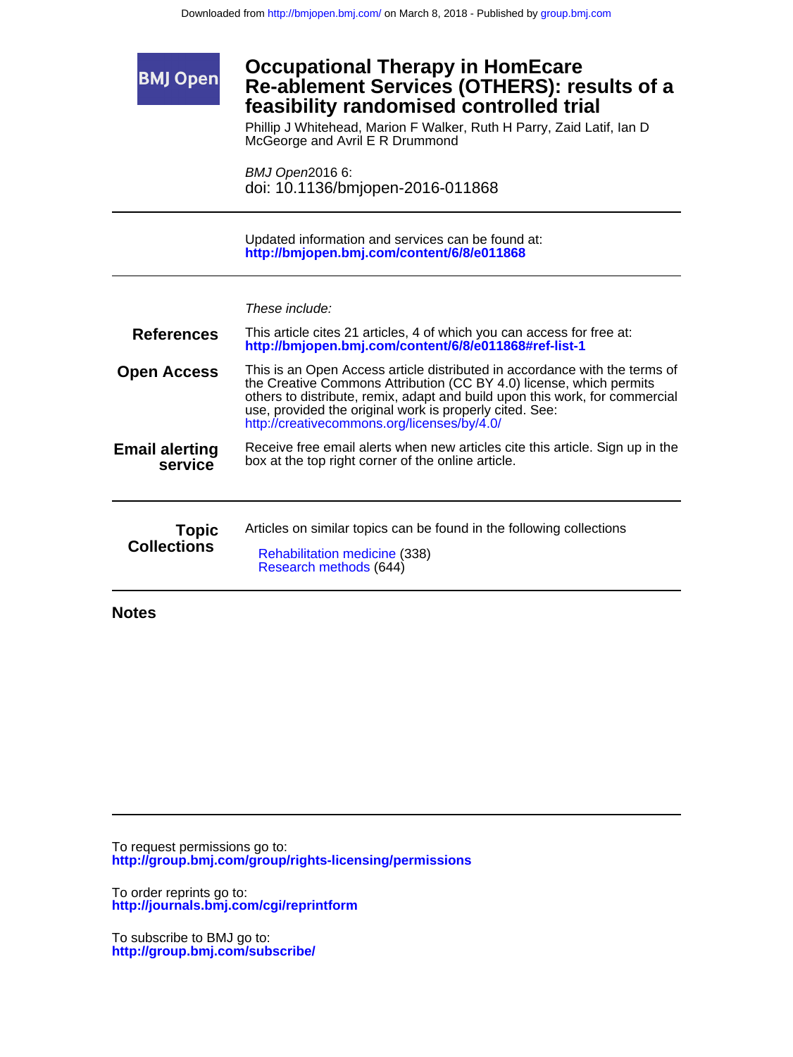# Occupational Therapy in HomEcare Re-ablement Services (OTHERS): results of a feasibility randomised controlled trial

Phillip J Whitehead, Marion F Walker, Ruth H Parry, Zaid Latif, Ian D McGeorge and Avril E R Drummond

*BMJ Open* 2016 6:
doi: 10.1136/bmjopen-2016-011868

---

Updated information and services can be found at:
**http://bmjopen.bmj.com/content/6/8/e011868**

---

*These include:*

**References**
This article cites 21 articles, 4 of which you can access for free at:
**http://bmjopen.bmj.com/content/6/8/e011868#ref-list-1**

**Open Access**
This is an Open Access article distributed in accordance with the terms of the Creative Commons Attribution (CC BY 4.0) license, which permits others to distribute, remix, adapt and build upon this work, for commercial use, provided the original work is properly cited. See: http://creativecommons.org/licenses/by/4.0/

**Email alerting service**
Receive free email alerts when new articles cite this article. Sign up in the box at the top right corner of the online article.

---

**Topic Collections**
Articles on similar topics can be found in the following collections

- Rehabilitation medicine (338)
- Research methods (644)

---

## Notes

---

To request permissions go to:
**http://group.bmj.com/group/rights-licensing/permissions**

To order reprints go to:
**http://journals.bmj.com/cgi/reprintform**

To subscribe to BMJ go to:
**http://group.bmj.com/subscribe/**